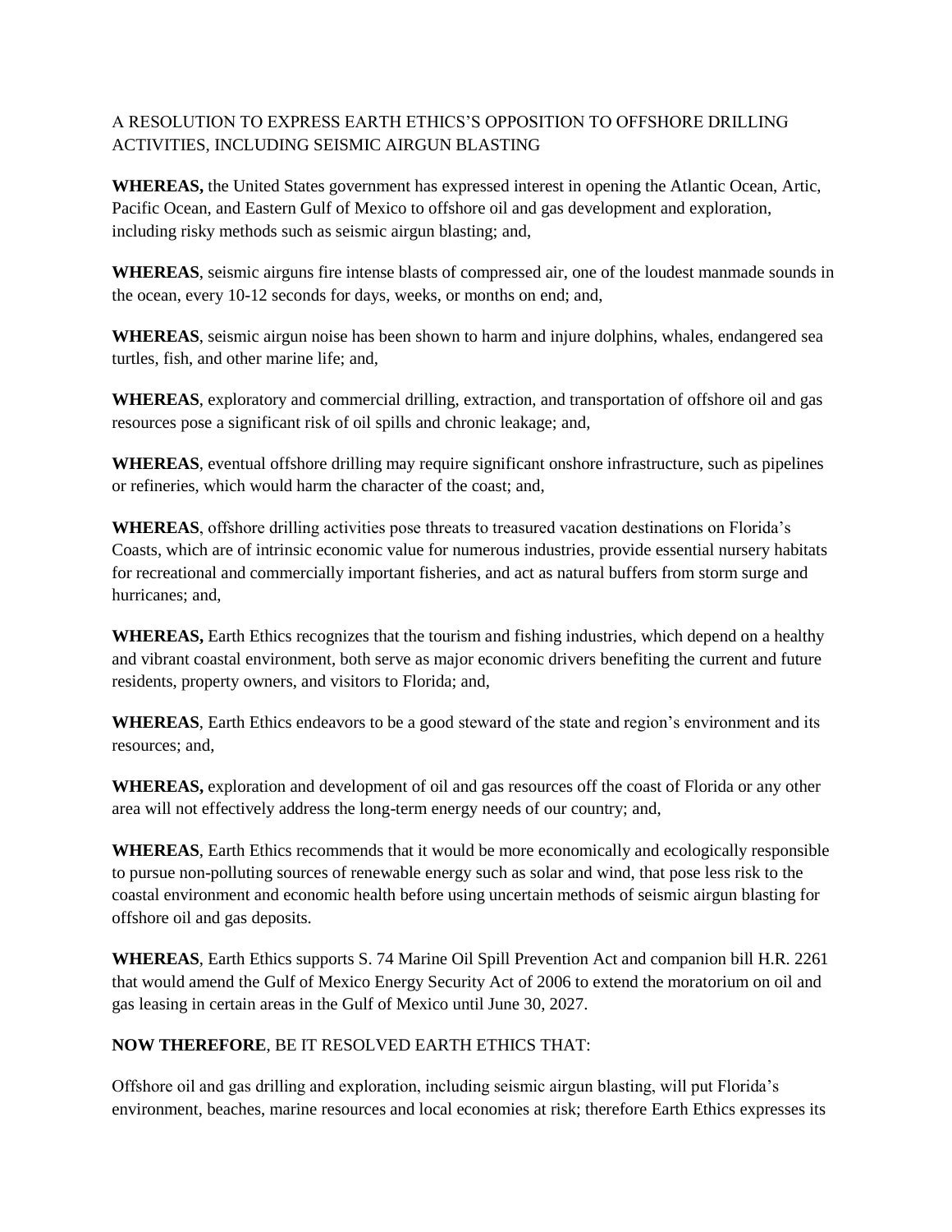A RESOLUTION TO EXPRESS EARTH ETHICS'S OPPOSITION TO OFFSHORE DRILLING ACTIVITIES, INCLUDING SEISMIC AIRGUN BLASTING

**WHEREAS,** the United States government has expressed interest in opening the Atlantic Ocean, Artic, Pacific Ocean, and Eastern Gulf of Mexico to offshore oil and gas development and exploration, including risky methods such as seismic airgun blasting; and,

**WHEREAS**, seismic airguns fire intense blasts of compressed air, one of the loudest manmade sounds in the ocean, every 10-12 seconds for days, weeks, or months on end; and,

**WHEREAS**, seismic airgun noise has been shown to harm and injure dolphins, whales, endangered sea turtles, fish, and other marine life; and,

**WHEREAS**, exploratory and commercial drilling, extraction, and transportation of offshore oil and gas resources pose a significant risk of oil spills and chronic leakage; and,

**WHEREAS**, eventual offshore drilling may require significant onshore infrastructure, such as pipelines or refineries, which would harm the character of the coast; and,

**WHEREAS**, offshore drilling activities pose threats to treasured vacation destinations on Florida's Coasts, which are of intrinsic economic value for numerous industries, provide essential nursery habitats for recreational and commercially important fisheries, and act as natural buffers from storm surge and hurricanes; and,

**WHEREAS,** Earth Ethics recognizes that the tourism and fishing industries, which depend on a healthy and vibrant coastal environment, both serve as major economic drivers benefiting the current and future residents, property owners, and visitors to Florida; and,

**WHEREAS**, Earth Ethics endeavors to be a good steward of the state and region's environment and its resources; and,

**WHEREAS,** exploration and development of oil and gas resources off the coast of Florida or any other area will not effectively address the long-term energy needs of our country; and,

**WHEREAS**, Earth Ethics recommends that it would be more economically and ecologically responsible to pursue non-polluting sources of renewable energy such as solar and wind, that pose less risk to the coastal environment and economic health before using uncertain methods of seismic airgun blasting for offshore oil and gas deposits.

**WHEREAS**, Earth Ethics supports S. 74 Marine Oil Spill Prevention Act and companion bill H.R. 2261 that would amend the Gulf of Mexico Energy Security Act of 2006 to extend the moratorium on oil and gas leasing in certain areas in the Gulf of Mexico until June 30, 2027.

**NOW THEREFORE**, BE IT RESOLVED EARTH ETHICS THAT:

Offshore oil and gas drilling and exploration, including seismic airgun blasting, will put Florida's environment, beaches, marine resources and local economies at risk; therefore Earth Ethics expresses its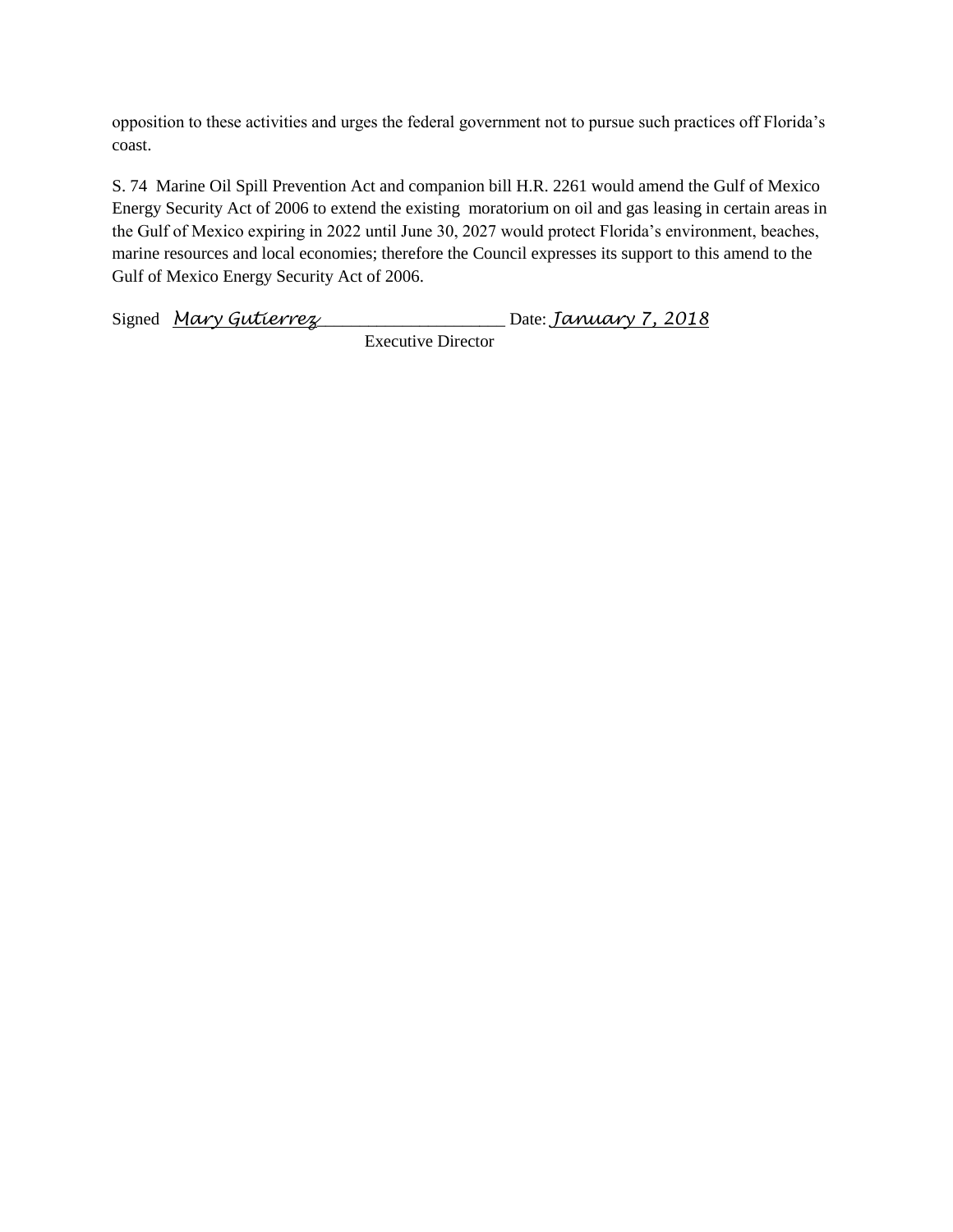opposition to these activities and urges the federal government not to pursue such practices off Florida's coast.

S. 74 Marine Oil Spill Prevention Act and companion bill H.R. 2261 would amend the Gulf of Mexico Energy Security Act of 2006 to extend the existing moratorium on oil and gas leasing in certain areas in the Gulf of Mexico expiring in 2022 until June 30, 2027 would protect Florida's environment, beaches, marine resources and local economies; therefore the Council expresses its support to this amend to the Gulf of Mexico Energy Security Act of 2006.

Signed *Mary Gutierrez*_____________________ Date: *January 7, 2018*

Executive Director